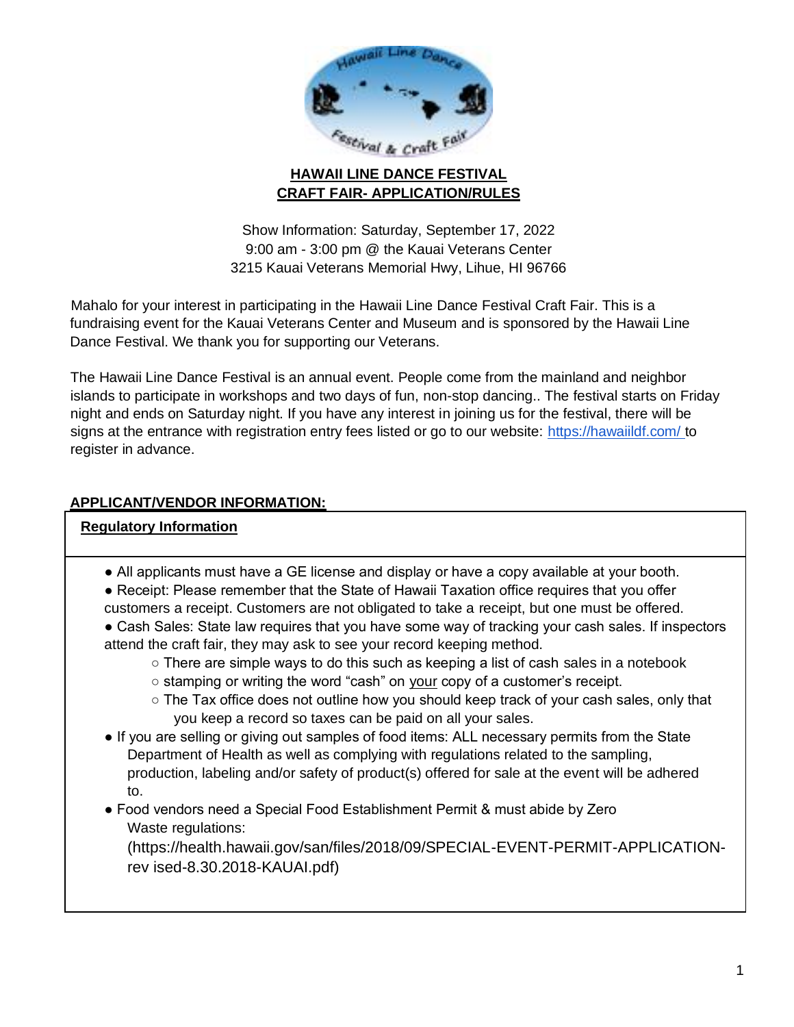**HAWAII LINE DANCE FESTIVAL**
**CRAFT FAIR- APPLICATION/RULES**

Show Information: Saturday, September 17, 2022
9:00 am - 3:00 pm @ the Kauai Veterans Center
3215 Kauai Veterans Memorial Hwy, Lihue, HI 96766

Mahalo for your interest in participating in the Hawaii Line Dance Festival Craft Fair. This is a fundraising event for the Kauai Veterans Center and Museum and is sponsored by the Hawaii Line Dance Festival. We thank you for supporting our Veterans.

The Hawaii Line Dance Festival is an annual event. People come from the mainland and neighbor islands to participate in workshops and two days of fun, non-stop dancing.. The festival starts on Friday night and ends on Saturday night. If you have any interest in joining us for the festival, there will be signs at the entrance with registration entry fees listed or go to our website: https://hawaiildf.com/ to register in advance.

## APPLICANT/VENDOR INFORMATION:

### Regulatory Information

- All applicants must have a GE license and display or have a copy available at your booth.
- Receipt: Please remember that the State of Hawaii Taxation office requires that you offer customers a receipt. Customers are not obligated to take a receipt, but one must be offered.
- Cash Sales: State law requires that you have some way of tracking your cash sales. If inspectors attend the craft fair, they may ask to see your record keeping method.
  - There are simple ways to do this such as keeping a list of cash sales in a notebook
  - stamping or writing the word "cash" on your copy of a customer's receipt.
  - The Tax office does not outline how you should keep track of your cash sales, only that you keep a record so taxes can be paid on all your sales.
- If you are selling or giving out samples of food items: ALL necessary permits from the State Department of Health as well as complying with regulations related to the sampling, production, labeling and/or safety of product(s) offered for sale at the event will be adhered to.
- Food vendors need a Special Food Establishment Permit & must abide by Zero Waste regulations: (https://health.hawaii.gov/san/files/2018/09/SPECIAL-EVENT-PERMIT-APPLICATION-rev ised-8.30.2018-KAUAI.pdf)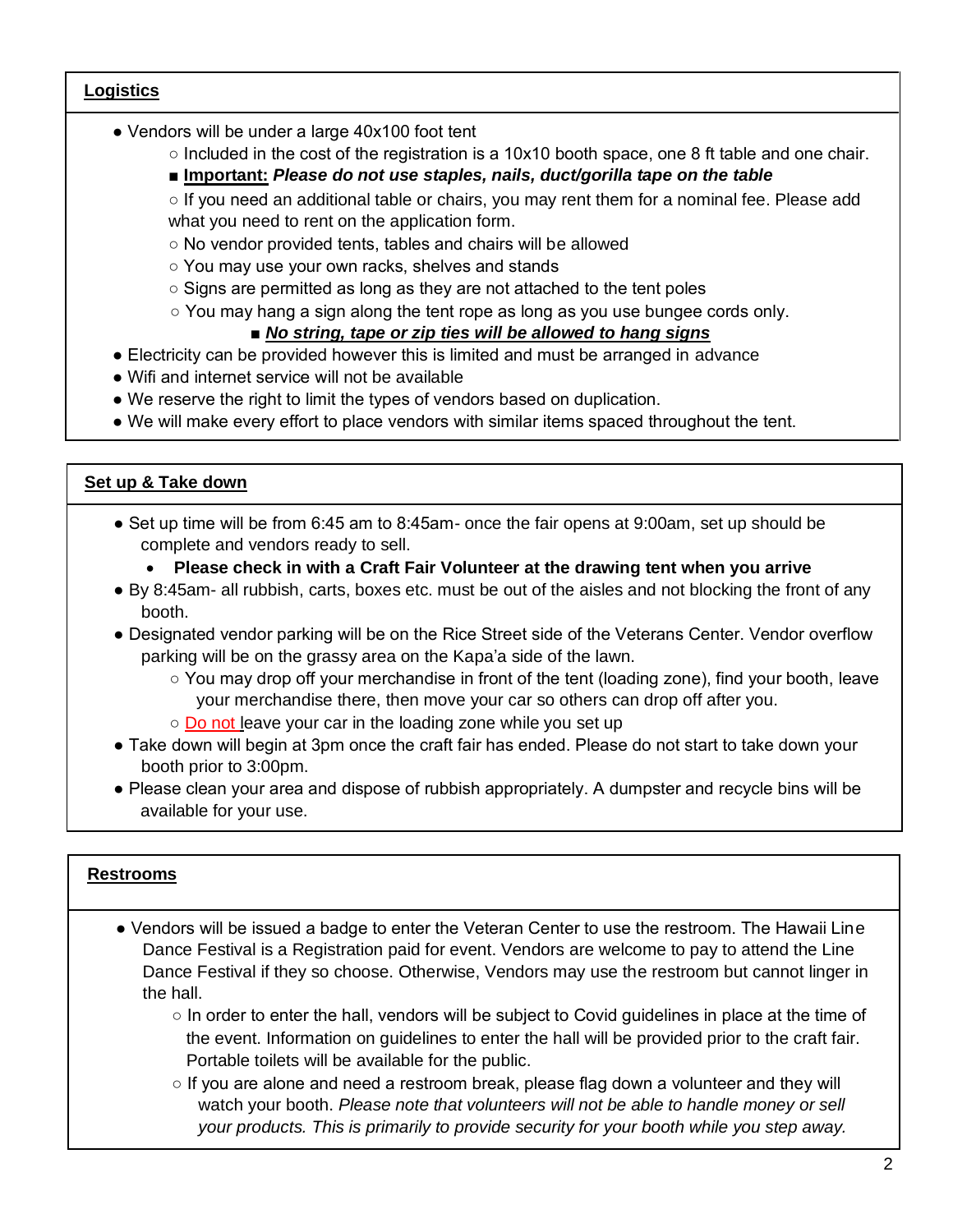## Logistics

- Vendors will be under a large 40x100 foot tent
  - Included in the cost of the registration is a 10x10 booth space, one 8 ft table and one chair.
    - **Important:** ***Please do not use staples, nails, duct/gorilla tape on the table***
  - If you need an additional table or chairs, you may rent them for a nominal fee. Please add what you need to rent on the application form.
  - No vendor provided tents, tables and chairs will be allowed
  - You may use your own racks, shelves and stands
  - Signs are permitted as long as they are not attached to the tent poles
  - You may hang a sign along the tent rope as long as you use bungee cords only.
    - ***No string, tape or zip ties will be allowed to hang signs***
- Electricity can be provided however this is limited and must be arranged in advance
- Wifi and internet service will not be available
- We reserve the right to limit the types of vendors based on duplication.
- We will make every effort to place vendors with similar items spaced throughout the tent.

## Set up & Take down

- Set up time will be from 6:45 am to 8:45am- once the fair opens at 9:00am, set up should be complete and vendors ready to sell.
  - **Please check in with a Craft Fair Volunteer at the drawing tent when you arrive**
- By 8:45am- all rubbish, carts, boxes etc. must be out of the aisles and not blocking the front of any booth.
- Designated vendor parking will be on the Rice Street side of the Veterans Center. Vendor overflow parking will be on the grassy area on the Kapa'a side of the lawn.
  - You may drop off your merchandise in front of the tent (loading zone), find your booth, leave your merchandise there, then move your car so others can drop off after you.
  - Do not leave your car in the loading zone while you set up
- Take down will begin at 3pm once the craft fair has ended. Please do not start to take down your booth prior to 3:00pm.
- Please clean your area and dispose of rubbish appropriately. A dumpster and recycle bins will be available for your use.

## Restrooms

- Vendors will be issued a badge to enter the Veteran Center to use the restroom. The Hawaii Line Dance Festival is a Registration paid for event. Vendors are welcome to pay to attend the Line Dance Festival if they so choose. Otherwise, Vendors may use the restroom but cannot linger in the hall.
  - In order to enter the hall, vendors will be subject to Covid guidelines in place at the time of the event. Information on guidelines to enter the hall will be provided prior to the craft fair. Portable toilets will be available for the public.
  - If you are alone and need a restroom break, please flag down a volunteer and they will watch your booth. *Please note that volunteers will not be able to handle money or sell your products. This is primarily to provide security for your booth while you step away.*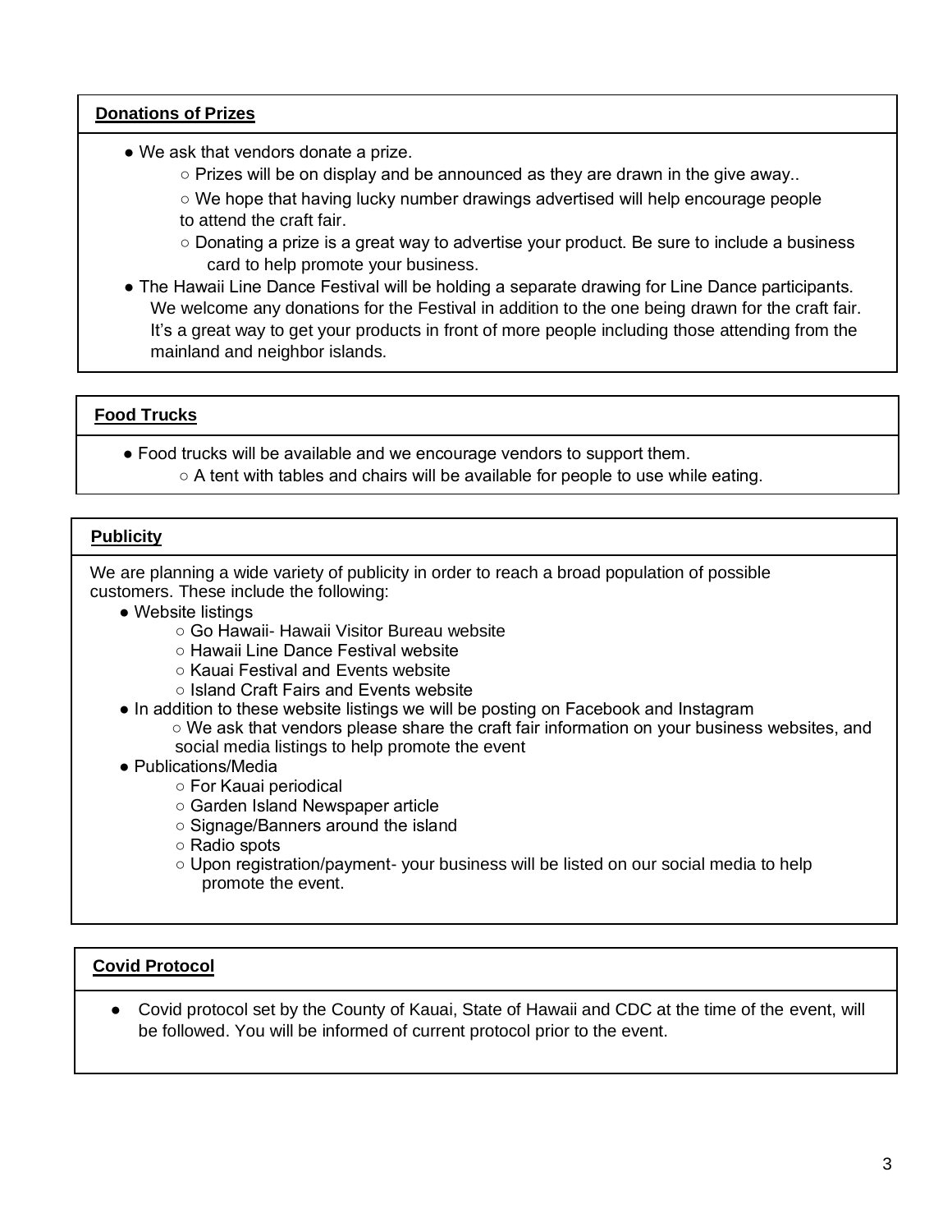## Donations of Prizes

- We ask that vendors donate a prize.
  - Prizes will be on display and be announced as they are drawn in the give away..
  - We hope that having lucky number drawings advertised will help encourage people to attend the craft fair.
  - Donating a prize is a great way to advertise your product. Be sure to include a business card to help promote your business.
- The Hawaii Line Dance Festival will be holding a separate drawing for Line Dance participants. We welcome any donations for the Festival in addition to the one being drawn for the craft fair. It's a great way to get your products in front of more people including those attending from the mainland and neighbor islands.

## Food Trucks

- Food trucks will be available and we encourage vendors to support them.
  - A tent with tables and chairs will be available for people to use while eating.

## Publicity

We are planning a wide variety of publicity in order to reach a broad population of possible customers. These include the following:

- Website listings
  - Go Hawaii- Hawaii Visitor Bureau website
  - Hawaii Line Dance Festival website
  - Kauai Festival and Events website
  - Island Craft Fairs and Events website
- In addition to these website listings we will be posting on Facebook and Instagram
  - We ask that vendors please share the craft fair information on your business websites, and social media listings to help promote the event
- Publications/Media
  - For Kauai periodical
  - Garden Island Newspaper article
  - Signage/Banners around the island
  - Radio spots
  - Upon registration/payment- your business will be listed on our social media to help promote the event.

## Covid Protocol

- Covid protocol set by the County of Kauai, State of Hawaii and CDC at the time of the event, will be followed. You will be informed of current protocol prior to the event.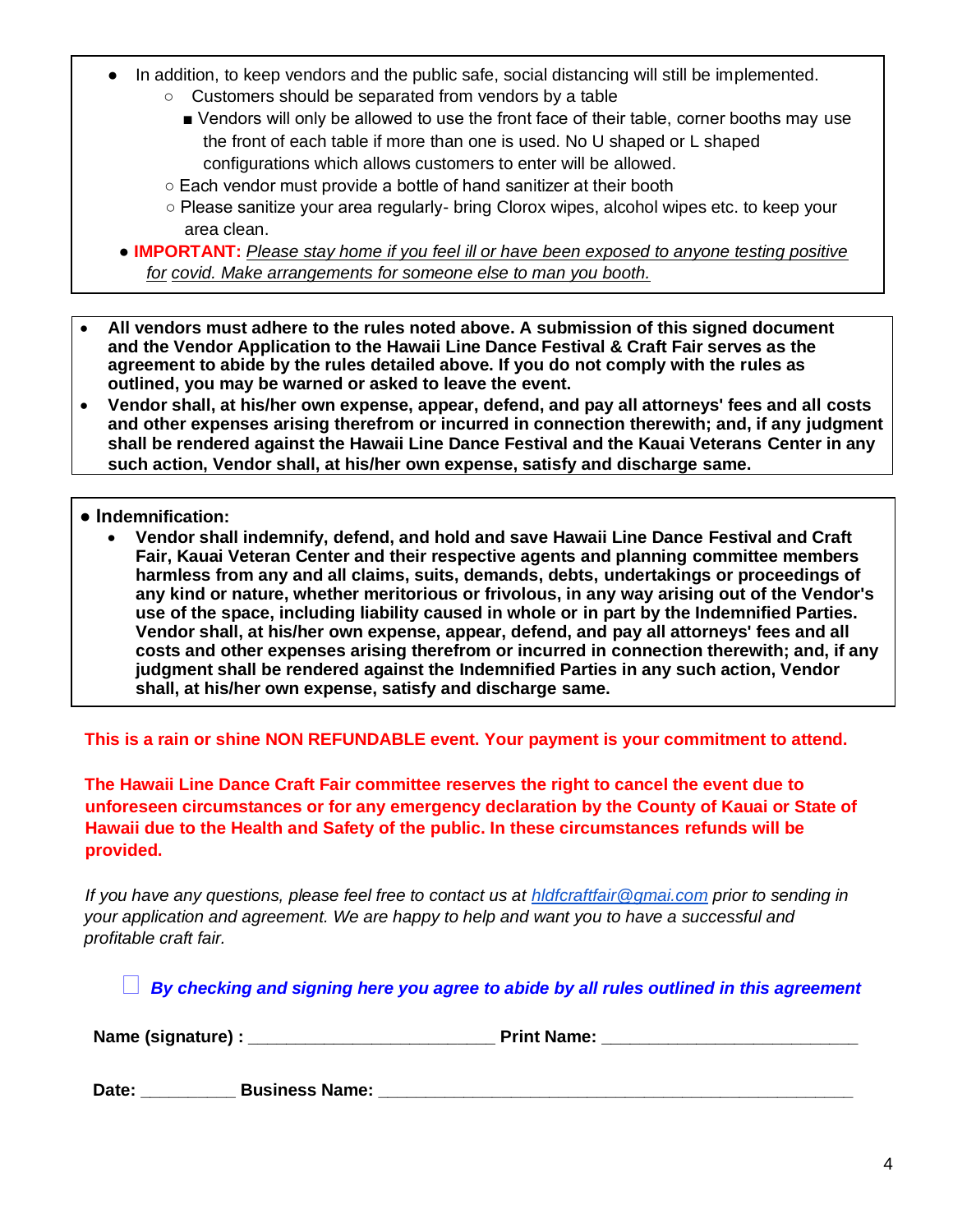- In addition, to keep vendors and the public safe, social distancing will still be implemented.
    - Customers should be separated from vendors by a table
        - Vendors will only be allowed to use the front face of their table, corner booths may use the front of each table if more than one is used. No U shaped or L shaped configurations which allows customers to enter will be allowed.
    - Each vendor must provide a bottle of hand sanitizer at their booth
    - Please sanitize your area regularly- bring Clorox wipes, alcohol wipes etc. to keep your area clean.
- **IMPORTANT:** *Please stay home if you feel ill or have been exposed to anyone testing positive for covid. Make arrangements for someone else to man you booth.*

- **All vendors must adhere to the rules noted above. A submission of this signed document and the Vendor Application to the Hawaii Line Dance Festival & Craft Fair serves as the agreement to abide by the rules detailed above. If you do not comply with the rules as outlined, you may be warned or asked to leave the event.**
- **Vendor shall, at his/her own expense, appear, defend, and pay all attorneys' fees and all costs and other expenses arising therefrom or incurred in connection therewith; and, if any judgment shall be rendered against the Hawaii Line Dance Festival and the Kauai Veterans Center in any such action, Vendor shall, at his/her own expense, satisfy and discharge same.**

- **Indemnification:**
    - **Vendor shall indemnify, defend, and hold and save Hawaii Line Dance Festival and Craft Fair, Kauai Veteran Center and their respective agents and planning committee members harmless from any and all claims, suits, demands, debts, undertakings or proceedings of any kind or nature, whether meritorious or frivolous, in any way arising out of the Vendor's use of the space, including liability caused in whole or in part by the Indemnified Parties. Vendor shall, at his/her own expense, appear, defend, and pay all attorneys' fees and all costs and other expenses arising therefrom or incurred in connection therewith; and, if any judgment shall be rendered against the Indemnified Parties in any such action, Vendor shall, at his/her own expense, satisfy and discharge same.**

**This is a rain or shine NON REFUNDABLE event. Your payment is your commitment to attend.**

**The Hawaii Line Dance Craft Fair committee reserves the right to cancel the event due to unforeseen circumstances or for any emergency declaration by the County of Kauai or State of Hawaii due to the Health and Safety of the public. In these circumstances refunds will be provided.**

*If you have any questions, please feel free to contact us at hldfcraftfair@gmai.com prior to sending in your application and agreement. We are happy to help and want you to have a successful and profitable craft fair.*

☐ ***By checking and signing here you agree to abide by all rules outlined in this agreement***

**Name (signature) :** _________________________ **Print Name:** __________________________

**Date:** __________ **Business Name:** ________________________________________________